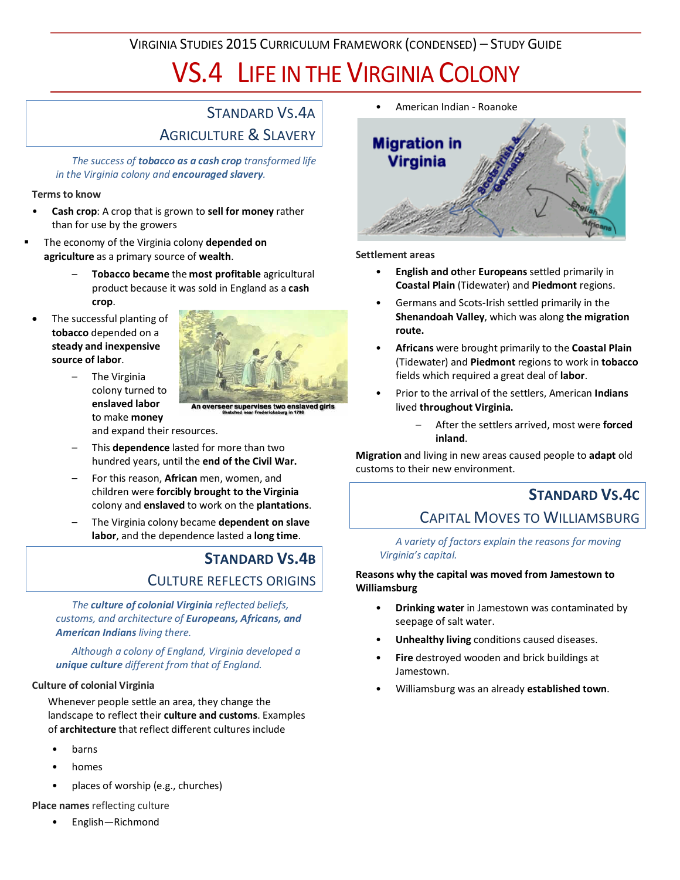# Virginia Studies 2015 Curriculum Framework (Condensed) – Study Guide

# VS.4 Life in the Virginia Colony

## Standard VS.4a
## Agriculture & Slavery

*The success of **tobacco as a cash crop** transformed life in the Virginia colony and **encouraged slavery**.*

**Terms to know**

- **Cash crop**: A crop that is grown to **sell for money** rather than for use by the growers

- The economy of the Virginia colony **depended on agriculture** as a primary source of **wealth**.
  - **Tobacco became** the **most profitable** agricultural product because it was sold in England as a **cash crop**.

- The successful planting of **tobacco** depended on a **steady and inexpensive source of labor**.
  - The Virginia colony turned to **enslaved labor** to make **money** and expand their resources.
  - This **dependence** lasted for more than two hundred years, until the **end of the Civil War.**
  - For this reason, **African** men, women, and children were **forcibly brought to the Virginia** colony and **enslaved** to work on the **plantations**.
  - The Virginia colony became **dependent on slave labor**, and the dependence lasted a **long time**.

An overseer supervises two enslaved girls
Sketched near Fredericksburg in 1798

## Standard VS.4b
## Culture Reflects Origins

*The **culture of colonial Virginia** reflected beliefs, customs, and architecture of **Europeans, Africans, and American Indians** living there.*

*Although a colony of England, Virginia developed a **unique culture** different from that of England.*

**Culture of colonial Virginia**

Whenever people settle an area, they change the landscape to reflect their **culture and customs**. Examples of **architecture** that reflect different cultures include

- barns
- homes
- places of worship (e.g., churches)

**Place names** reflecting culture

- English—Richmond
- American Indian - Roanoke

Migration in Virginia

**Settlement areas**

- **English and other Europeans** settled primarily in **Coastal Plain** (Tidewater) and **Piedmont** regions.
- Germans and Scots-Irish settled primarily in the **Shenandoah Valley**, which was along **the migration route.**
- **Africans** were brought primarily to the **Coastal Plain** (Tidewater) and **Piedmont** regions to work in **tobacco** fields which required a great deal of **labor**.
- Prior to the arrival of the settlers, American **Indians** lived **throughout Virginia.**
  - After the settlers arrived, most were **forced inland**.

**Migration** and living in new areas caused people to **adapt** old customs to their new environment.

## Standard VS.4c
## Capital Moves to Williamsburg

*A variety of factors explain the reasons for moving Virginia's capital.*

**Reasons why the capital was moved from Jamestown to Williamsburg**

- **Drinking water** in Jamestown was contaminated by seepage of salt water.
- **Unhealthy living** conditions caused diseases.
- **Fire** destroyed wooden and brick buildings at Jamestown.
- Williamsburg was an already **established town**.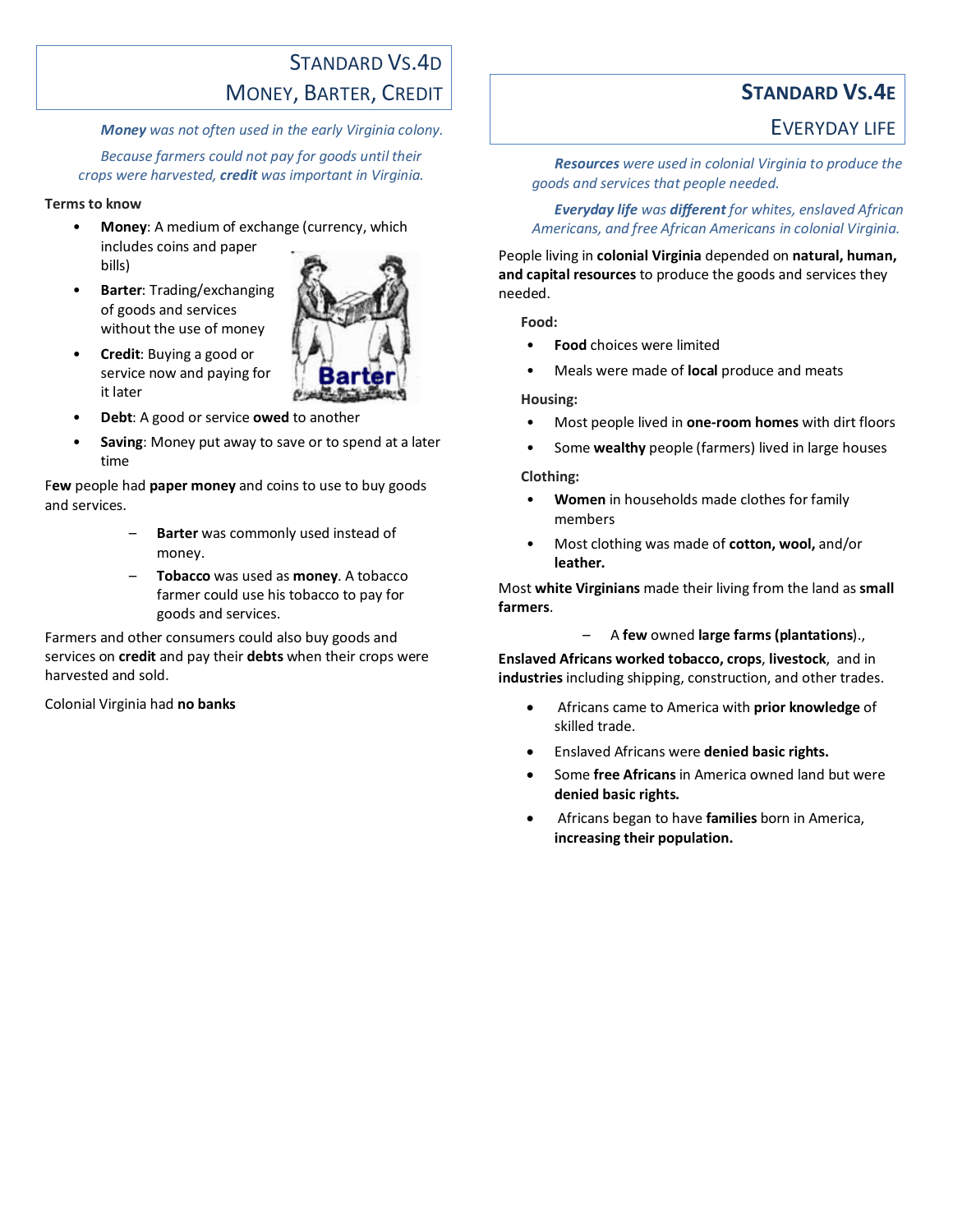## STANDARD VS.4D
## MONEY, BARTER, CREDIT

***Money** was not often used in the early Virginia colony.*

*Because farmers could not pay for goods until their crops were harvested, **credit** was important in Virginia.*

**Terms to know**

- **Money**: A medium of exchange (currency, which includes coins and paper bills)
- **Barter**: Trading/exchanging of goods and services without the use of money
- **Credit**: Buying a good or service now and paying for it later
- **Debt**: A good or service **owed** to another
- **Saving**: Money put away to save or to spend at a later time

F**ew** people had **paper money** and coins to use to buy goods and services.

- **Barter** was commonly used instead of money.
- **Tobacco** was used as **money**. A tobacco farmer could use his tobacco to pay for goods and services.

Farmers and other consumers could also buy goods and services on **credit** and pay their **debts** when their crops were harvested and sold.

Colonial Virginia had **no banks**

## STANDARD VS.4E
## EVERYDAY LIFE

***Resources** were used in colonial Virginia to produce the goods and services that people needed.*

***Everyday life** was **different** for whites, enslaved African Americans, and free African Americans in colonial Virginia.*

People living in **colonial Virginia** depended on **natural, human, and capital resources** to produce the goods and services they needed.

**Food:**

- **Food** choices were limited
- Meals were made of **local** produce and meats

**Housing:**

- Most people lived in **one-room homes** with dirt floors
- Some **wealthy** people (farmers) lived in large houses

**Clothing:**

- **Women** in households made clothes for family members
- Most clothing was made of **cotton, wool,** and/or **leather.**

Most **white Virginians** made their living from the land as **small farmers**.

- A **few** owned **large farms (plantations**).,

**Enslaved Africans worked tobacco, crops**, **livestock**, and in **industries** including shipping, construction, and other trades.

- Africans came to America with **prior knowledge** of skilled trade.
- Enslaved Africans were **denied basic rights.**
- Some **free Africans** in America owned land but were **denied basic rights.**
- Africans began to have **families** born in America, **increasing their population.**